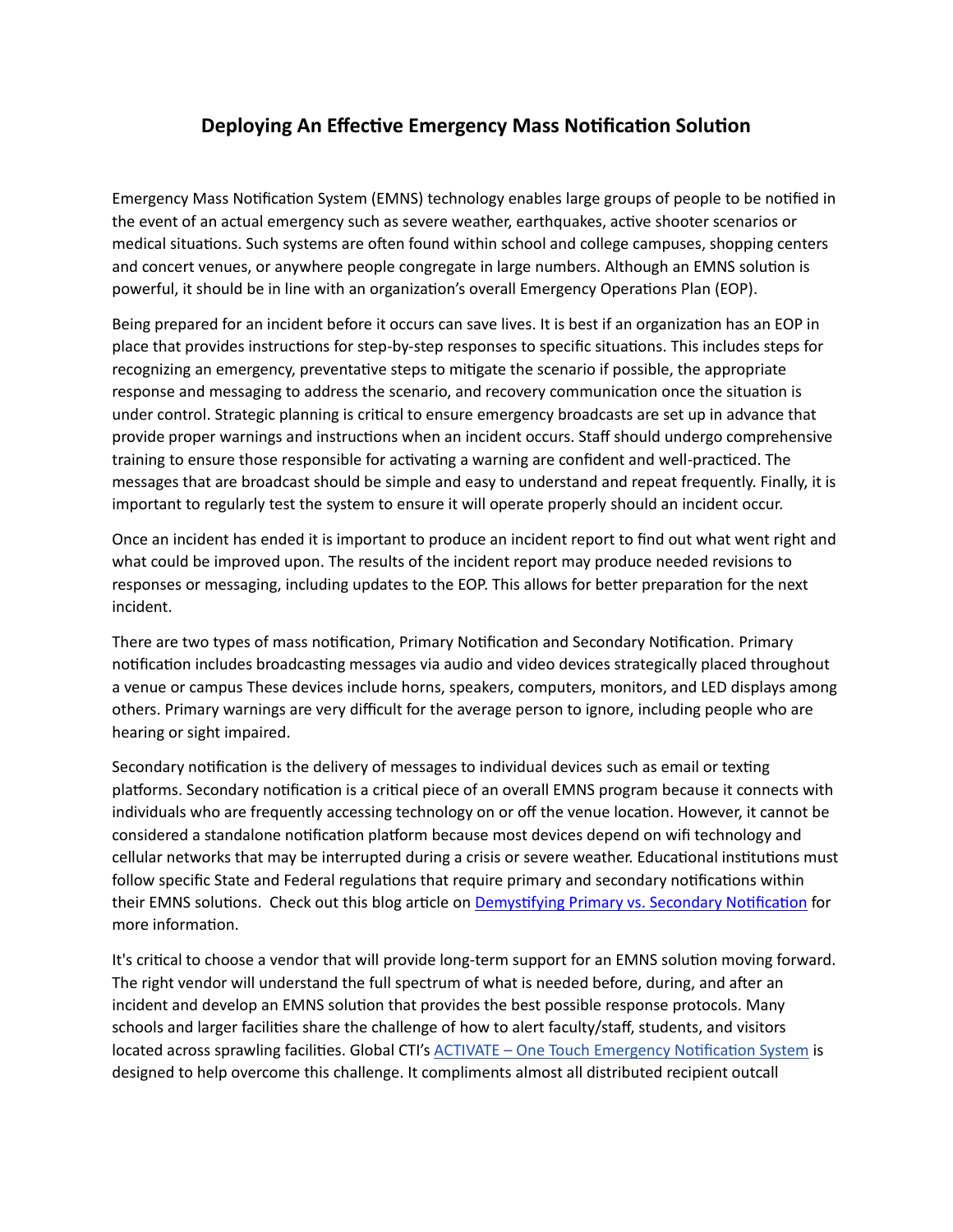# Deploying An Effective Emergency Mass Notification Solution

Emergency Mass Notification System (EMNS) technology enables large groups of people to be notified in the event of an actual emergency such as severe weather, earthquakes, active shooter scenarios or medical situations. Such systems are often found within school and college campuses, shopping centers and concert venues, or anywhere people congregate in large numbers. Although an EMNS solution is powerful, it should be in line with an organization's overall Emergency Operations Plan (EOP).

Being prepared for an incident before it occurs can save lives. It is best if an organization has an EOP in place that provides instructions for step-by-step responses to specific situations. This includes steps for recognizing an emergency, preventative steps to mitigate the scenario if possible, the appropriate response and messaging to address the scenario, and recovery communication once the situation is under control. Strategic planning is critical to ensure emergency broadcasts are set up in advance that provide proper warnings and instructions when an incident occurs. Staff should undergo comprehensive training to ensure those responsible for activating a warning are confident and well-practiced. The messages that are broadcast should be simple and easy to understand and repeat frequently. Finally, it is important to regularly test the system to ensure it will operate properly should an incident occur.

Once an incident has ended it is important to produce an incident report to find out what went right and what could be improved upon. The results of the incident report may produce needed revisions to responses or messaging, including updates to the EOP. This allows for better preparation for the next incident.

There are two types of mass notification, Primary Notification and Secondary Notification. Primary notification includes broadcasting messages via audio and video devices strategically placed throughout a venue or campus These devices include horns, speakers, computers, monitors, and LED displays among others. Primary warnings are very difficult for the average person to ignore, including people who are hearing or sight impaired.

Secondary notification is the delivery of messages to individual devices such as email or texting platforms. Secondary notification is a critical piece of an overall EMNS program because it connects with individuals who are frequently accessing technology on or off the venue location. However, it cannot be considered a standalone notification platform because most devices depend on wifi technology and cellular networks that may be interrupted during a crisis or severe weather. Educational institutions must follow specific State and Federal regulations that require primary and secondary notifications within their EMNS solutions. Check out this blog article on Demystifying Primary vs. Secondary Notification for more information.

It's critical to choose a vendor that will provide long-term support for an EMNS solution moving forward. The right vendor will understand the full spectrum of what is needed before, during, and after an incident and develop an EMNS solution that provides the best possible response protocols. Many schools and larger facilities share the challenge of how to alert faculty/staff, students, and visitors located across sprawling facilities. Global CTI's ACTIVATE – One Touch Emergency Notification System is designed to help overcome this challenge. It compliments almost all distributed recipient outcall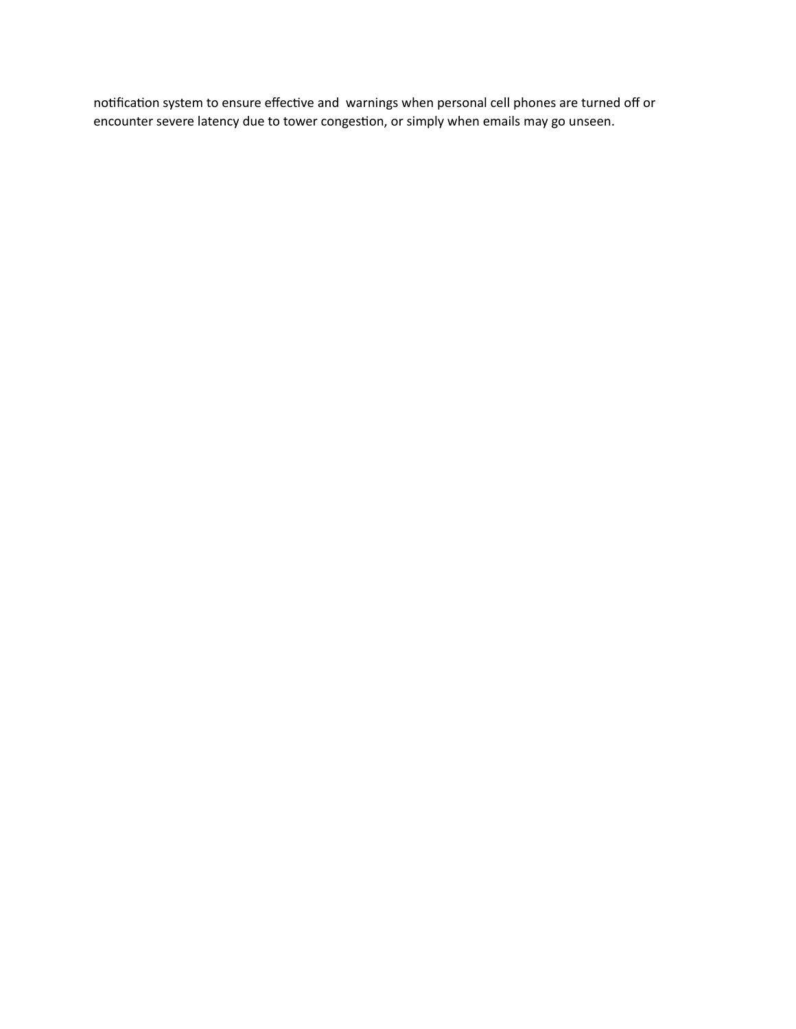notification system to ensure effective and  warnings when personal cell phones are turned off or encounter severe latency due to tower congestion, or simply when emails may go unseen.